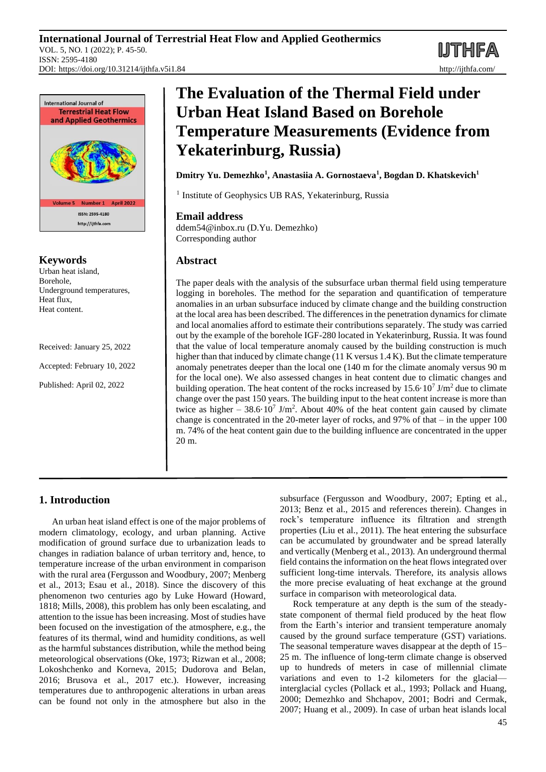# The Evaluation of the Thermal Field under Urban Heat Island Based on Borehole Temperature Measurements (Evidence from Yekaterinburg, Russia)

**Dmitry Yu. Demezhko[1], Anastasiia A. Gornostaeva[1], Bogdan D. Khatskevich[1]**

[1] Institute of Geophysics UB RAS, Yekaterinburg, Russia

## Email address

ddem54@inbox.ru (D.Yu. Demezhko)
Corresponding author

## Keywords

Urban heat island,
Borehole,
Underground temperatures,
Heat flux,
Heat content.

Received: January 25, 2022

Accepted: February 10, 2022

Published: April 02, 2022

## Abstract

The paper deals with the analysis of the subsurface urban thermal field using temperature logging in boreholes. The method for the separation and quantification of temperature anomalies in an urban subsurface induced by climate change and the building construction at the local area has been described. The differences in the penetration dynamics for climate and local anomalies afford to estimate their contributions separately. The study was carried out by the example of the borehole IGF-280 located in Yekaterinburg, Russia. It was found that the value of local temperature anomaly caused by the building construction is much higher than that induced by climate change (11 K versus 1.4 K). But the climate temperature anomaly penetrates deeper than the local one (140 m for the climate anomaly versus 90 m for the local one). We also assessed changes in heat content due to climatic changes and building operation. The heat content of the rocks increased by $15.6 \cdot 10^7$ J/m$^2$ due to climate change over the past 150 years. The building input to the heat content increase is more than twice as higher – $38.6 \cdot 10^7$ J/m$^2$. About 40% of the heat content gain caused by climate change is concentrated in the 20-meter layer of rocks, and 97% of that – in the upper 100 m. 74% of the heat content gain due to the building influence are concentrated in the upper 20 m.

## 1. Introduction

An urban heat island effect is one of the major problems of modern climatology, ecology, and urban planning. Active modification of ground surface due to urbanization leads to changes in radiation balance of urban territory and, hence, to temperature increase of the urban environment in comparison with the rural area (Fergusson and Woodbury, 2007; Menberg et al., 2013; Esau et al., 2018). Since the discovery of this phenomenon two centuries ago by Luke Howard (Howard, 1818; Mills, 2008), this problem has only been escalating, and attention to the issue has been increasing. Most of studies have been focused on the investigation of the atmosphere, e.g., the features of its thermal, wind and humidity conditions, as well as the harmful substances distribution, while the method being meteorological observations (Oke, 1973; Rizwan et al., 2008; Lokoshchenko and Korneva, 2015; Dudorova and Belan, 2016; Brusova et al., 2017 etc.). However, increasing temperatures due to anthropogenic alterations in urban areas can be found not only in the atmosphere but also in the subsurface (Fergusson and Woodbury, 2007; Epting et al., 2013; Benz et al., 2015 and references therein). Changes in rock's temperature influence its filtration and strength properties (Liu et al., 2011). The heat entering the subsurface can be accumulated by groundwater and be spread laterally and vertically (Menberg et al., 2013). An underground thermal field contains the information on the heat flows integrated over sufficient long-time intervals. Therefore, its analysis allows the more precise evaluating of heat exchange at the ground surface in comparison with meteorological data.

Rock temperature at any depth is the sum of the steady-state component of thermal field produced by the heat flow from the Earth's interior and transient temperature anomaly caused by the ground surface temperature (GST) variations. The seasonal temperature waves disappear at the depth of 15–25 m. The influence of long-term climate change is observed up to hundreds of meters in case of millennial climate variations and even to 1-2 kilometers for the glacial—interglacial cycles (Pollack et al., 1993; Pollack and Huang, 2000; Demezhko and Shchapov, 2001; Bodri and Cermak, 2007; Huang et al., 2009). In case of urban heat islands local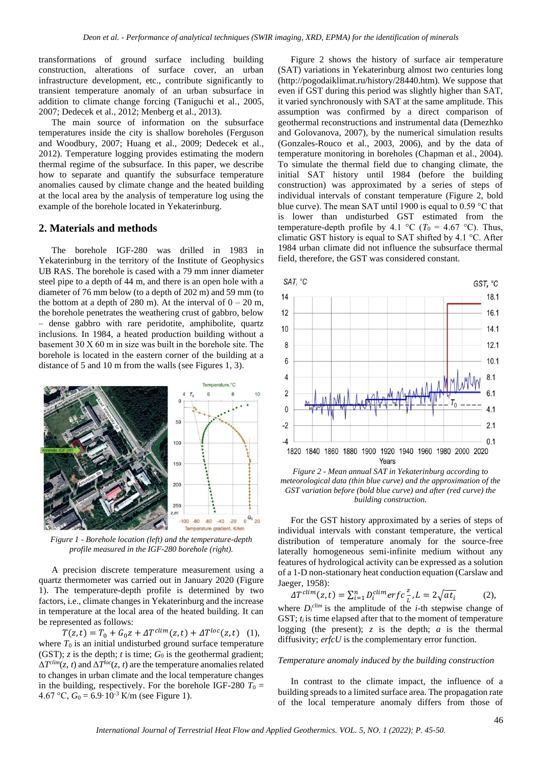transformations of ground surface including building construction, alterations of surface cover, an urban infrastructure development, etc., contribute significantly to transient temperature anomaly of an urban subsurface in addition to climate change forcing (Taniguchi et al., 2005, 2007; Dedecek et al., 2012; Menberg et al., 2013).

The main source of information on the subsurface temperatures inside the city is shallow boreholes (Ferguson and Woodbury, 2007; Huang et al., 2009; Dedecek et al., 2012). Temperature logging provides estimating the modern thermal regime of the subsurface. In this paper, we describe how to separate and quantify the subsurface temperature anomalies caused by climate change and the heated building at the local area by the analysis of temperature log using the example of the borehole located in Yekaterinburg.

## 2. Materials and methods

The borehole IGF-280 was drilled in 1983 in Yekaterinburg in the territory of the Institute of Geophysics UB RAS. The borehole is cased with a 79 mm inner diameter steel pipe to a depth of 44 m, and there is an open hole with a diameter of 76 mm below (to a depth of 202 m) and 59 mm (to the bottom at a depth of 280 m). At the interval of 0 – 20 m, the borehole penetrates the weathering crust of gabbro, below – dense gabbro with rare peridotite, amphibolite, quartz inclusions. In 1984, a heated production building without a basement 30 X 60 m in size was built in the borehole site. The borehole is located in the eastern corner of the building at a distance of 5 and 10 m from the walls (see Figures 1, 3).

*Figure 1 - Borehole location (left) and the temperature-depth profile measured in the IGF-280 borehole (right).*

A precision discrete temperature measurement using a quartz thermometer was carried out in January 2020 (Figure 1). The temperature-depth profile is determined by two factors, i.e., climate changes in Yekaterinburg and the increase in temperature at the local area of the heated building. It can be represented as follows:

$$T(z,t) = T_0 + G_0 z + \Delta T^{clim}(z,t) + \Delta T^{loc}(z,t) \quad (1),$$

where $T_0$ is an initial undisturbed ground surface temperature (GST); $z$ is the depth; $t$ is time; $G_0$ is the geothermal gradient; $\Delta T^{clim}(z, t)$ and $\Delta T^{loc}(z, t)$ are the temperature anomalies related to changes in urban climate and the local temperature changes in the building, respectively. For the borehole IGF-280 $T_0$ = 4.67 °C, $G_0 = 6.9 \cdot 10^{-3}$ K/m (see Figure 1).

Figure 2 shows the history of surface air temperature (SAT) variations in Yekaterinburg almost two centuries long (http://pogodaiklimat.ru/history/28440.htm). We suppose that even if GST during this period was slightly higher than SAT, it varied synchronously with SAT at the same amplitude. This assumption was confirmed by a direct comparison of geothermal reconstructions and instrumental data (Demezhko and Golovanova, 2007), by the numerical simulation results (Gonzales-Rouco et al., 2003, 2006), and by the data of temperature monitoring in boreholes (Chapman et al., 2004). To simulate the thermal field due to changing climate, the initial SAT history until 1984 (before the building construction) was approximated by a series of steps of individual intervals of constant temperature (Figure 2, bold blue curve). The mean SAT until 1900 is equal to 0.59 °C that is lower than undisturbed GST estimated from the temperature-depth profile by 4.1 °C ($T_0$ = 4.67 °C). Thus, climatic GST history is equal to SAT shifted by 4.1 °C. After 1984 urban climate did not influence the subsurface thermal field, therefore, the GST was considered constant.

*Figure 2 - Mean annual SAT in Yekaterinburg according to meteorological data (thin blue curve) and the approximation of the GST variation before (bold blue curve) and after (red curve) the building construction.*

For the GST history approximated by a series of steps of individual intervals with constant temperature, the vertical distribution of temperature anomaly for the source-free laterally homogeneous semi-infinite medium without any features of hydrological activity can be expressed as a solution of a 1-D non-stationary heat conduction equation (Carslaw and Jaeger, 1958):

$$\Delta T^{clim}(z,t) = \sum_{i=1}^{n} D_i^{clim} erfc\frac{z}{L}, L = 2\sqrt{at_i} \qquad (2),$$

where $D_i^{clim}$ is the amplitude of the $i$-th stepwise change of GST; $t_i$ is time elapsed after that to the moment of temperature logging (the present); $z$ is the depth; $a$ is the thermal diffusivity; $erfcU$ is the complementary error function.

*Temperature anomaly induced by the building construction*

In contrast to the climate impact, the influence of a building spreads to a limited surface area. The propagation rate of the local temperature anomaly differs from those of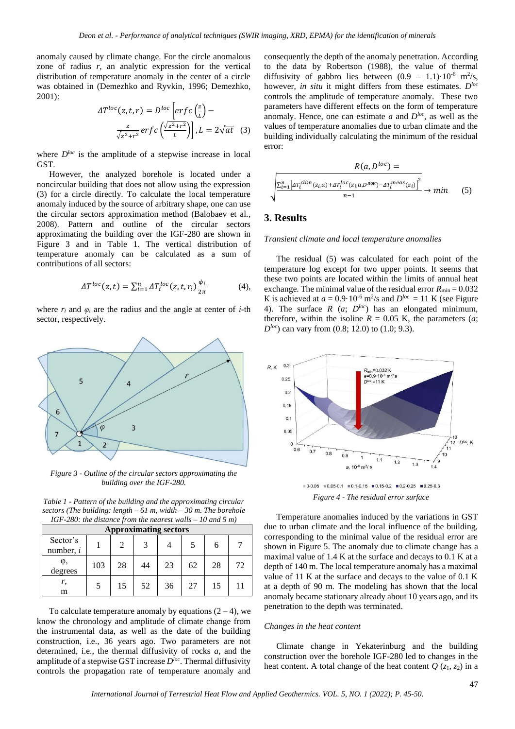anomaly caused by climate change. For the circle anomalous zone of radius $r$, an analytic expression for the vertical distribution of temperature anomaly in the center of a circle was obtained in (Demezhko and Ryvkin, 1996; Demezhko, 2001):

$$\Delta T^{loc}(z,t,r) = D^{loc}\left[erfc\left(\frac{z}{L}\right) - \frac{z}{\sqrt{z^2+r^2}}erfc\left(\frac{\sqrt{z^2+r^2}}{L}\right)\right], L = 2\sqrt{at} \quad (3)$$

where $D^{loc}$ is the amplitude of a stepwise increase in local GST.

However, the analyzed borehole is located under a noncircular building that does not allow using the expression (3) for a circle directly. To calculate the local temperature anomaly induced by the source of arbitrary shape, one can use the circular sectors approximation method (Balobaev et al., 2008). Pattern and outline of the circular sectors approximating the building over the IGF-280 are shown in Figure 3 and in Table 1. The vertical distribution of temperature anomaly can be calculated as a sum of contributions of all sectors:

$$\Delta T^{loc}(z,t) = \sum_{i=1}^{n} \Delta T_i^{loc}(z,t,r_i)\frac{\phi_i}{2\pi} \quad (4),$$

where $r_i$ and $\varphi_i$ are the radius and the angle at center of $i$-th sector, respectively.

*Figure 3 - Outline of the circular sectors approximating the building over the IGF-280.*

*Table 1 - Pattern of the building and the approximating circular sectors (The building: length – 61 m, width – 30 m. The borehole IGF-280: the distance from the nearest walls – 10 and 5 m)*

| Approximating sectors | | | | | | | |
|---|---|---|---|---|---|---|---|
| Sector's number, $i$ | 1 | 2 | 3 | 4 | 5 | 6 | 7 |
| $\varphi$, degrees | 103 | 28 | 44 | 23 | 62 | 28 | 72 |
| $r$, m | 5 | 15 | 52 | 36 | 27 | 15 | 11 |

To calculate temperature anomaly by equations (2 – 4), we know the chronology and amplitude of climate change from the instrumental data, as well as the date of the building construction, i.e., 36 years ago. Two parameters are not determined, i.e., the thermal diffusivity of rocks $a$, and the amplitude of a stepwise GST increase $D^{loc}$. Thermal diffusivity controls the propagation rate of temperature anomaly and consequently the depth of the anomaly penetration. According to the data by Robertson (1988), the value of thermal diffusivity of gabbro lies between $(0.9 - 1.1)\cdot 10^{-6}$ m$^2$/s, however, *in situ* it might differs from these estimates. $D^{loc}$ controls the amplitude of temperature anomaly. These two parameters have different effects on the form of temperature anomaly. Hence, one can estimate $a$ and $D^{loc}$, as well as the values of temperature anomalies due to urban climate and the building individually calculating the minimum of the residual error:

$$R(a, D^{loc}) = \sqrt{\frac{\sum_{i=1}^{n}\left[\Delta T_i^{clim}(z_i,a) + \Delta T_i^{loc}(z_i,a,D^{лок}) - \Delta T_i^{meas}(z_i)\right]^2}{n-1}} \rightarrow min \quad (5)$$

## 3. Results

*Transient climate and local temperature anomalies*

The residual (5) was calculated for each point of the temperature log except for two upper points. It seems that these two points are located within the limits of annual heat exchange. The minimal value of the residual error $R_{min} = 0.032$ K is achieved at $a = 0.9\cdot 10^{-6}$ m$^2$/s and $D^{loc} = 11$ K (see Figure 4). The surface $R$ ($a$; $D^{loc}$) has an elongated minimum, therefore, within the isoline $R = 0.05$ K, the parameters ($a$; $D^{loc}$) can vary from (0.8; 12.0) to (1.0; 9.3).

*Figure 4 - The residual error surface*

Temperature anomalies induced by the variations in GST due to urban climate and the local influence of the building, corresponding to the minimal value of the residual error are shown in Figure 5. The anomaly due to climate change has a maximal value of 1.4 K at the surface and decays to 0.1 K at a depth of 140 m. The local temperature anomaly has a maximal value of 11 K at the surface and decays to the value of 0.1 K at a depth of 90 m. The modeling has shown that the local anomaly became stationary already about 10 years ago, and its penetration to the depth was terminated.

*Changes in the heat content*

Climate change in Yekaterinburg and the building construction over the borehole IGF-280 led to changes in the heat content. A total change of the heat content $Q$ ($z_1$, $z_2$) in a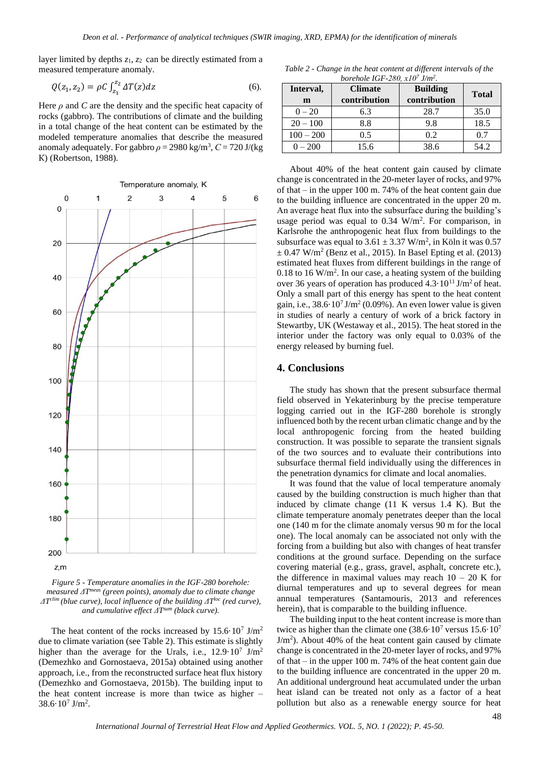layer limited by depths $z_1$, $z_2$ can be directly estimated from a measured temperature anomaly.

$$Q(z_1, z_2) = \rho C \int_{z_1}^{z_2} \Delta T(z) dz \qquad (6).$$

Here $\rho$ and $C$ are the density and the specific heat capacity of rocks (gabbro). The contributions of climate and the building in a total change of the heat content can be estimated by the modeled temperature anomalies that describe the measured anomaly adequately. For gabbro $\rho = 2980$ kg/m$^3$, $C = 720$ J/(kg K) (Robertson, 1988).

*Figure 5 - Temperature anomalies in the IGF-280 borehole: measured $\Delta T^{meas}$ (green points), anomaly due to climate change $\Delta T^{clim}$ (blue curve), local influence of the building $\Delta T^{loc}$ (red curve), and cumulative effect $\Delta T^{sum}$ (black curve).*

The heat content of the rocks increased by $15.6 \cdot 10^7$ J/m$^2$ due to climate variation (see Table 2). This estimate is slightly higher than the average for the Urals, i.e., $12.9 \cdot 10^7$ J/m$^2$ (Demezhko and Gornostaeva, 2015a) obtained using another approach, i.e., from the reconstructed surface heat flux history (Demezhko and Gornostaeva, 2015b). The building input to the heat content increase is more than twice as higher – $38.6 \cdot 10^7$ J/m$^2$.

*Table 2 - Change in the heat content at different intervals of the borehole IGF-280, $x10^7$ J/m$^2$.*

| Interval, m | Climate contribution | Building contribution | Total |
|---|---|---|---|
| 0 – 20 | 6.3 | 28.7 | 35.0 |
| 20 – 100 | 8.8 | 9.8 | 18.5 |
| 100 – 200 | 0.5 | 0.2 | 0.7 |
| 0 – 200 | 15.6 | 38.6 | 54.2 |

About 40% of the heat content gain caused by climate change is concentrated in the 20-meter layer of rocks, and 97% of that – in the upper 100 m. 74% of the heat content gain due to the building influence are concentrated in the upper 20 m. An average heat flux into the subsurface during the building's usage period was equal to 0.34 W/m$^2$. For comparison, in Karlsrohe the anthropogenic heat flux from buildings to the subsurface was equal to $3.61 \pm 3.37$ W/m$^2$, in Köln it was $0.57 \pm 0.47$ W/m$^2$ (Benz et al., 2015). In Basel Epting et al. (2013) estimated heat fluxes from different buildings in the range of 0.18 to 16 W/m$^2$. In our case, a heating system of the building over 36 years of operation has produced $4.3 \cdot 10^{11}$ J/m$^2$ of heat. Only a small part of this energy has spent to the heat content gain, i.e., $38.6 \cdot 10^7$ J/m$^2$ (0.09%). An even lower value is given in studies of nearly a century of work of a brick factory in Stewartby, UK (Westaway et al., 2015). The heat stored in the interior under the factory was only equal to 0.03% of the energy released by burning fuel.

## 4. Conclusions

The study has shown that the present subsurface thermal field observed in Yekaterinburg by the precise temperature logging carried out in the IGF-280 borehole is strongly influenced both by the recent urban climatic change and by the local anthropogenic forcing from the heated building construction. It was possible to separate the transient signals of the two sources and to evaluate their contributions into subsurface thermal field individually using the differences in the penetration dynamics for climate and local anomalies.

It was found that the value of local temperature anomaly caused by the building construction is much higher than that induced by climate change (11 K versus 1.4 K). But the climate temperature anomaly penetrates deeper than the local one (140 m for the climate anomaly versus 90 m for the local one). The local anomaly can be associated not only with the forcing from a building but also with changes of heat transfer conditions at the ground surface. Depending on the surface covering material (e.g., grass, gravel, asphalt, concrete etc.), the difference in maximal values may reach 10 – 20 K for diurnal temperatures and up to several degrees for mean annual temperatures (Santamouris, 2013 and references herein), that is comparable to the building influence.

The building input to the heat content increase is more than twice as higher than the climate one ($38.6 \cdot 10^7$ versus $15.6 \cdot 10^7$ J/m$^2$). About 40% of the heat content gain caused by climate change is concentrated in the 20-meter layer of rocks, and 97% of that – in the upper 100 m. 74% of the heat content gain due to the building influence are concentrated in the upper 20 m. An additional underground heat accumulated under the urban heat island can be treated not only as a factor of a heat pollution but also as a renewable energy source for heat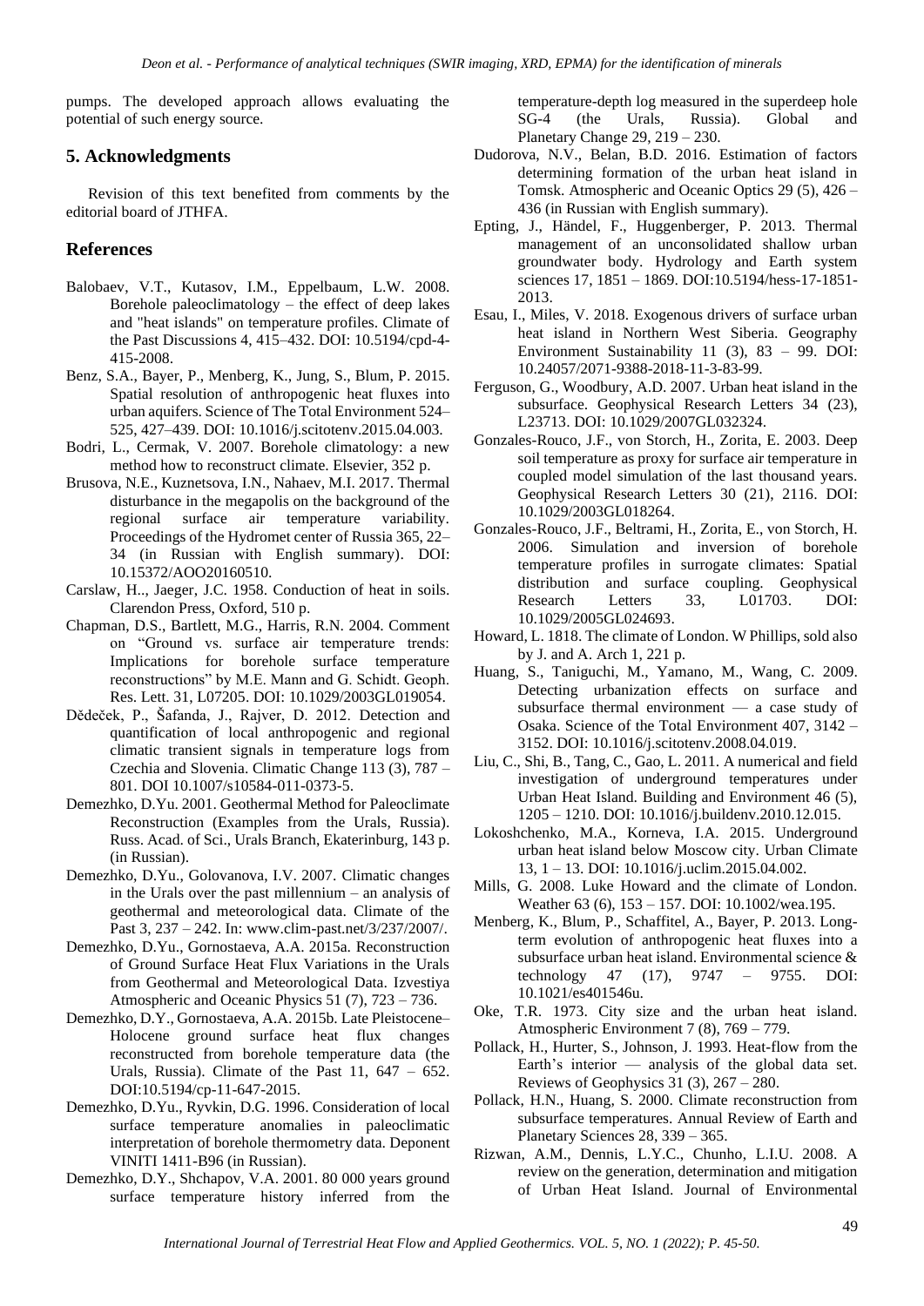pumps. The developed approach allows evaluating the potential of such energy source.

## 5. Acknowledgments

Revision of this text benefited from comments by the editorial board of JTHFA.

## References

Balobaev, V.T., Kutasov, I.M., Eppelbaum, L.W. 2008. Borehole paleoclimatology – the effect of deep lakes and "heat islands" on temperature profiles. Climate of the Past Discussions 4, 415–432. DOI: 10.5194/cpd-4-415-2008.

Benz, S.A., Bayer, P., Menberg, K., Jung, S., Blum, P. 2015. Spatial resolution of anthropogenic heat fluxes into urban aquifers. Science of The Total Environment 524–525, 427–439. DOI: 10.1016/j.scitotenv.2015.04.003.

Bodri, L., Cermak, V. 2007. Borehole climatology: a new method how to reconstruct climate. Elsevier, 352 p.

Brusova, N.E., Kuznetsova, I.N., Nahaev, M.I. 2017. Thermal disturbance in the megapolis on the background of the regional surface air temperature variability. Proceedings of the Hydromet center of Russia 365, 22–34 (in Russian with English summary). DOI: 10.15372/AOO20160510.

Carslaw, H.., Jaeger, J.C. 1958. Conduction of heat in soils. Clarendon Press, Oxford, 510 p.

Chapman, D.S., Bartlett, M.G., Harris, R.N. 2004. Comment on "Ground vs. surface air temperature trends: Implications for borehole surface temperature reconstructions" by M.E. Mann and G. Schidt. Geoph. Res. Lett. 31, L07205. DOI: 10.1029/2003GL019054.

Dědeček, P., Šafanda, J., Rajver, D. 2012. Detection and quantification of local anthropogenic and regional climatic transient signals in temperature logs from Czechia and Slovenia. Climatic Change 113 (3), 787 – 801. DOI 10.1007/s10584-011-0373-5.

Demezhko, D.Yu. 2001. Geothermal Method for Paleoclimate Reconstruction (Examples from the Urals, Russia). Russ. Acad. of Sci., Urals Branch, Ekaterinburg, 143 p. (in Russian).

Demezhko, D.Yu., Golovanova, I.V. 2007. Climatic changes in the Urals over the past millennium – an analysis of geothermal and meteorological data. Climate of the Past 3, 237 – 242. In: www.clim-past.net/3/237/2007/.

Demezhko, D.Yu., Gornostaeva, A.A. 2015a. Reconstruction of Ground Surface Heat Flux Variations in the Urals from Geothermal and Meteorological Data. Izvestiya Atmospheric and Oceanic Physics 51 (7), 723 – 736.

Demezhko, D.Y., Gornostaeva, A.A. 2015b. Late Pleistocene–Holocene ground surface heat flux changes reconstructed from borehole temperature data (the Urals, Russia). Climate of the Past 11, 647 – 652. DOI:10.5194/cp-11-647-2015.

Demezhko, D.Yu., Ryvkin, D.G. 1996. Consideration of local surface temperature anomalies in paleoclimatic interpretation of borehole thermometry data. Deponent VINITI 1411-B96 (in Russian).

Demezhko, D.Y., Shchapov, V.A. 2001. 80 000 years ground surface temperature history inferred from the temperature-depth log measured in the superdeep hole SG-4 (the Urals, Russia). Global and Planetary Change 29, 219 – 230.

Dudorova, N.V., Belan, B.D. 2016. Estimation of factors determining formation of the urban heat island in Tomsk. Atmospheric and Oceanic Optics 29 (5), 426 – 436 (in Russian with English summary).

Epting, J., Händel, F., Huggenberger, P. 2013. Thermal management of an unconsolidated shallow urban groundwater body. Hydrology and Earth system sciences 17, 1851 – 1869. DOI:10.5194/hess-17-1851-2013.

Esau, I., Miles, V. 2018. Exogenous drivers of surface urban heat island in Northern West Siberia. Geography Environment Sustainability 11 (3), 83 – 99. DOI: 10.24057/2071-9388-2018-11-3-83-99.

Ferguson, G., Woodbury, A.D. 2007. Urban heat island in the subsurface. Geophysical Research Letters 34 (23), L23713. DOI: 10.1029/2007GL032324.

Gonzales-Rouco, J.F., von Storch, H., Zorita, E. 2003. Deep soil temperature as proxy for surface air temperature in coupled model simulation of the last thousand years. Geophysical Research Letters 30 (21), 2116. DOI: 10.1029/2003GL018264.

Gonzales-Rouco, J.F., Beltrami, H., Zorita, E., von Storch, H. 2006. Simulation and inversion of borehole temperature profiles in surrogate climates: Spatial distribution and surface coupling. Geophysical Research Letters 33, L01703. DOI: 10.1029/2005GL024693.

Howard, L. 1818. The climate of London. W Phillips, sold also by J. and A. Arch 1, 221 p.

Huang, S., Taniguchi, M., Yamano, M., Wang, C. 2009. Detecting urbanization effects on surface and subsurface thermal environment — a case study of Osaka. Science of the Total Environment 407, 3142 – 3152. DOI: 10.1016/j.scitotenv.2008.04.019.

Liu, C., Shi, B., Tang, C., Gao, L. 2011. A numerical and field investigation of underground temperatures under Urban Heat Island. Building and Environment 46 (5), 1205 – 1210. DOI: 10.1016/j.buildenv.2010.12.015.

Lokoshchenko, M.A., Korneva, I.A. 2015. Underground urban heat island below Moscow city. Urban Climate 13, 1 – 13. DOI: 10.1016/j.uclim.2015.04.002.

Mills, G. 2008. Luke Howard and the climate of London. Weather 63 (6), 153 – 157. DOI: 10.1002/wea.195.

Menberg, K., Blum, P., Schaffitel, A., Bayer, P. 2013. Long-term evolution of anthropogenic heat fluxes into a subsurface urban heat island. Environmental science & technology 47 (17), 9747 – 9755. DOI: 10.1021/es401546u.

Oke, T.R. 1973. City size and the urban heat island. Atmospheric Environment 7 (8), 769 – 779.

Pollack, H., Hurter, S., Johnson, J. 1993. Heat-flow from the Earth's interior — analysis of the global data set. Reviews of Geophysics 31 (3), 267 – 280.

Pollack, H.N., Huang, S. 2000. Climate reconstruction from subsurface temperatures. Annual Review of Earth and Planetary Sciences 28, 339 – 365.

Rizwan, A.M., Dennis, L.Y.C., Chunho, L.I.U. 2008. A review on the generation, determination and mitigation of Urban Heat Island. Journal of Environmental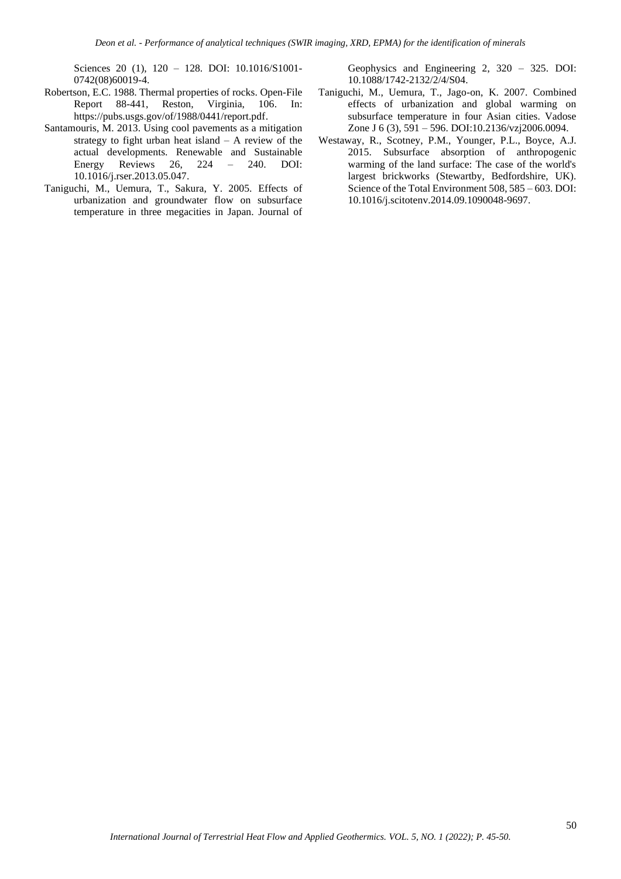Sciences 20 (1), 120 – 128. DOI: 10.1016/S1001-0742(08)60019-4.

Robertson, E.C. 1988. Thermal properties of rocks. Open-File Report 88-441, Reston, Virginia, 106. In: https://pubs.usgs.gov/of/1988/0441/report.pdf.

Santamouris, M. 2013. Using cool pavements as a mitigation strategy to fight urban heat island – A review of the actual developments. Renewable and Sustainable Energy Reviews 26, 224 – 240. DOI: 10.1016/j.rser.2013.05.047.

Taniguchi, M., Uemura, T., Sakura, Y. 2005. Effects of urbanization and groundwater flow on subsurface temperature in three megacities in Japan. Journal of Geophysics and Engineering 2, 320 – 325. DOI: 10.1088/1742-2132/2/4/S04.

Taniguchi, M., Uemura, T., Jago-on, K. 2007. Combined effects of urbanization and global warming on subsurface temperature in four Asian cities. Vadose Zone J 6 (3), 591 – 596. DOI:10.2136/vzj2006.0094.

Westaway, R., Scotney, P.M., Younger, P.L., Boyce, A.J. 2015. Subsurface absorption of anthropogenic warming of the land surface: The case of the world's largest brickworks (Stewartby, Bedfordshire, UK). Science of the Total Environment 508, 585 – 603. DOI: 10.1016/j.scitotenv.2014.09.1090048-9697.